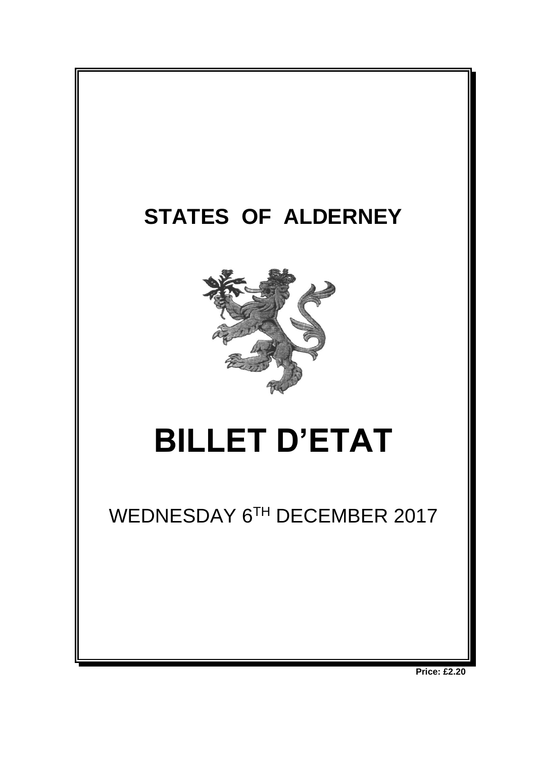# STATES OF ALDERNEY

# BILLET D'ETAT

WEDNESDAY 6TH DECEMBER 2017

**Price: £2.20**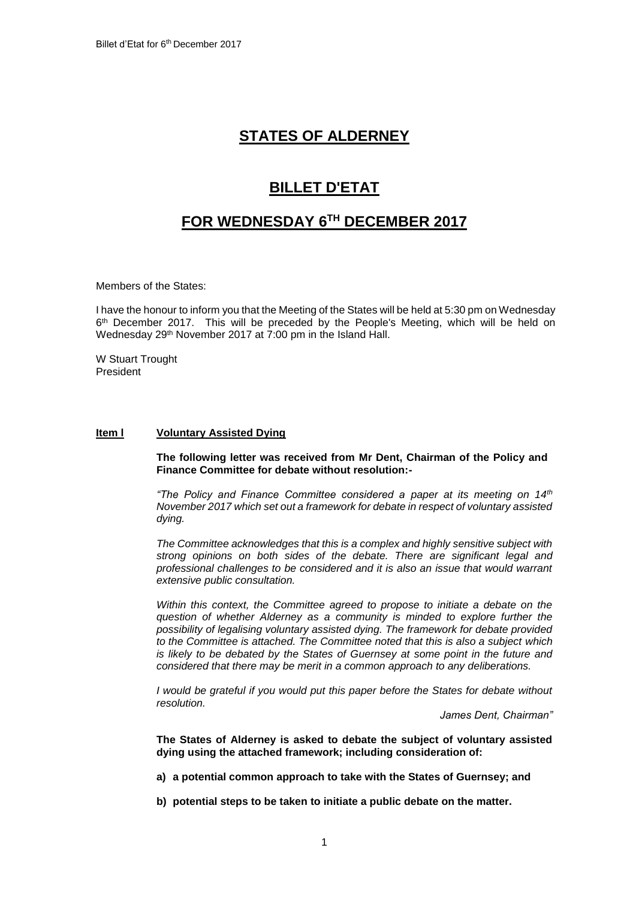# STATES OF ALDERNEY

# BILLET D'ETAT

# FOR WEDNESDAY 6TH DECEMBER 2017

Members of the States:

I have the honour to inform you that the Meeting of the States will be held at 5:30 pm on Wednesday 6th December 2017. This will be preceded by the People's Meeting, which will be held on Wednesday 29th November 2017 at 7:00 pm in the Island Hall.

W Stuart Trought
President

**Item l** **Voluntary Assisted Dying**

**The following letter was received from Mr Dent, Chairman of the Policy and Finance Committee for debate without resolution:-**

*"The Policy and Finance Committee considered a paper at its meeting on 14th November 2017 which set out a framework for debate in respect of voluntary assisted dying.*

*The Committee acknowledges that this is a complex and highly sensitive subject with strong opinions on both sides of the debate. There are significant legal and professional challenges to be considered and it is also an issue that would warrant extensive public consultation.*

*Within this context, the Committee agreed to propose to initiate a debate on the question of whether Alderney as a community is minded to explore further the possibility of legalising voluntary assisted dying. The framework for debate provided to the Committee is attached. The Committee noted that this is also a subject which is likely to be debated by the States of Guernsey at some point in the future and considered that there may be merit in a common approach to any deliberations.*

*I would be grateful if you would put this paper before the States for debate without resolution.*

*James Dent, Chairman"*

**The States of Alderney is asked to debate the subject of voluntary assisted dying using the attached framework; including consideration of:**

**a) a potential common approach to take with the States of Guernsey; and**

**b) potential steps to be taken to initiate a public debate on the matter.**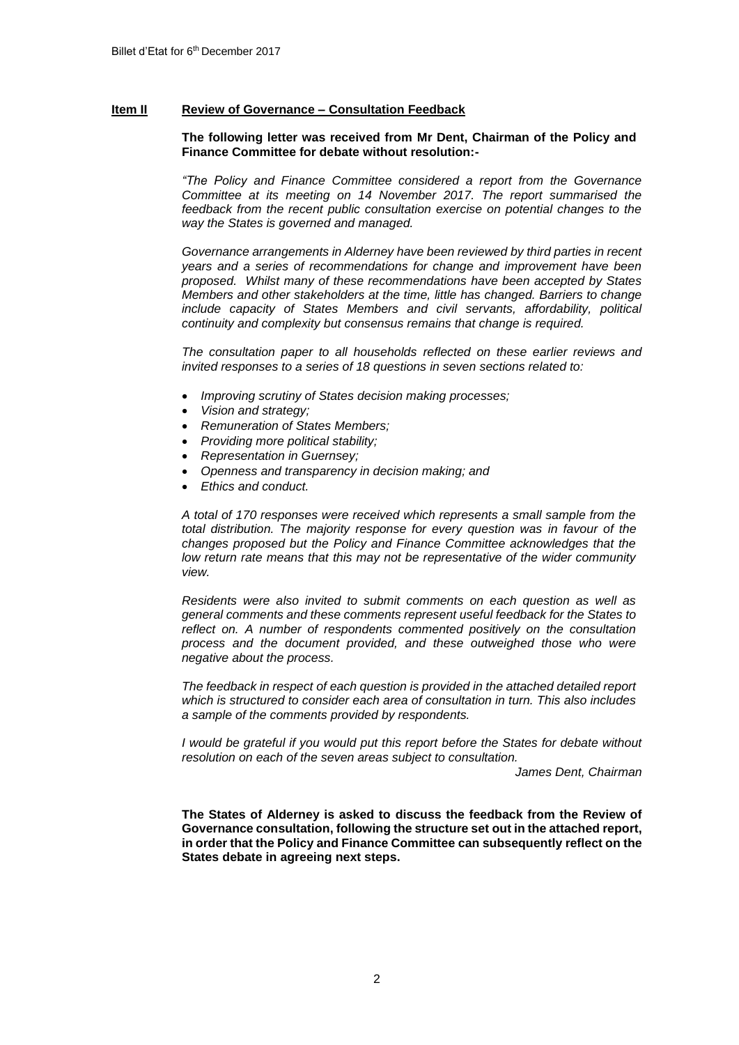**Item II** **Review of Governance – Consultation Feedback**

**The following letter was received from Mr Dent, Chairman of the Policy and Finance Committee for debate without resolution:-**

*"The Policy and Finance Committee considered a report from the Governance Committee at its meeting on 14 November 2017. The report summarised the feedback from the recent public consultation exercise on potential changes to the way the States is governed and managed.*

*Governance arrangements in Alderney have been reviewed by third parties in recent years and a series of recommendations for change and improvement have been proposed. Whilst many of these recommendations have been accepted by States Members and other stakeholders at the time, little has changed. Barriers to change include capacity of States Members and civil servants, affordability, political continuity and complexity but consensus remains that change is required.*

*The consultation paper to all households reflected on these earlier reviews and invited responses to a series of 18 questions in seven sections related to:*

- *Improving scrutiny of States decision making processes;*
- *Vision and strategy;*
- *Remuneration of States Members;*
- *Providing more political stability;*
- *Representation in Guernsey;*
- *Openness and transparency in decision making; and*
- *Ethics and conduct.*

*A total of 170 responses were received which represents a small sample from the total distribution. The majority response for every question was in favour of the changes proposed but the Policy and Finance Committee acknowledges that the low return rate means that this may not be representative of the wider community view.*

*Residents were also invited to submit comments on each question as well as general comments and these comments represent useful feedback for the States to reflect on. A number of respondents commented positively on the consultation process and the document provided, and these outweighed those who were negative about the process.*

*The feedback in respect of each question is provided in the attached detailed report which is structured to consider each area of consultation in turn. This also includes a sample of the comments provided by respondents.*

*I would be grateful if you would put this report before the States for debate without resolution on each of the seven areas subject to consultation.*

*James Dent, Chairman*

**The States of Alderney is asked to discuss the feedback from the Review of Governance consultation, following the structure set out in the attached report, in order that the Policy and Finance Committee can subsequently reflect on the States debate in agreeing next steps.**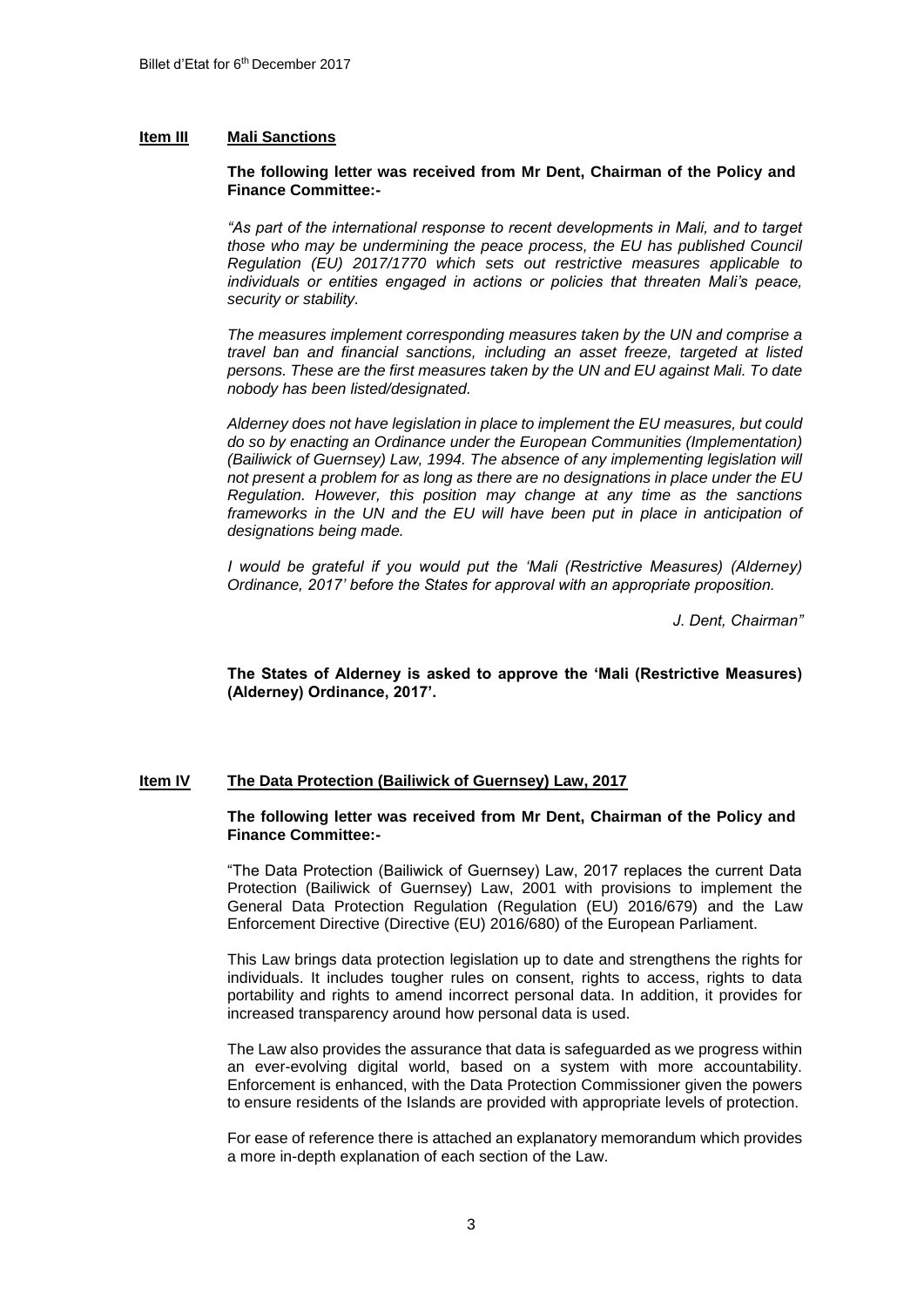## Item III **Mali Sanctions**

**The following letter was received from Mr Dent, Chairman of the Policy and Finance Committee:-**

*"As part of the international response to recent developments in Mali, and to target those who may be undermining the peace process, the EU has published Council Regulation (EU) 2017/1770 which sets out restrictive measures applicable to individuals or entities engaged in actions or policies that threaten Mali's peace, security or stability.*

*The measures implement corresponding measures taken by the UN and comprise a travel ban and financial sanctions, including an asset freeze, targeted at listed persons. These are the first measures taken by the UN and EU against Mali. To date nobody has been listed/designated.*

*Alderney does not have legislation in place to implement the EU measures, but could do so by enacting an Ordinance under the European Communities (Implementation) (Bailiwick of Guernsey) Law, 1994. The absence of any implementing legislation will not present a problem for as long as there are no designations in place under the EU Regulation. However, this position may change at any time as the sanctions frameworks in the UN and the EU will have been put in place in anticipation of designations being made.*

*I would be grateful if you would put the 'Mali (Restrictive Measures) (Alderney) Ordinance, 2017' before the States for approval with an appropriate proposition.*

*J. Dent, Chairman"*

**The States of Alderney is asked to approve the 'Mali (Restrictive Measures) (Alderney) Ordinance, 2017'.**

## Item IV **The Data Protection (Bailiwick of Guernsey) Law, 2017**

**The following letter was received from Mr Dent, Chairman of the Policy and Finance Committee:-**

"The Data Protection (Bailiwick of Guernsey) Law, 2017 replaces the current Data Protection (Bailiwick of Guernsey) Law, 2001 with provisions to implement the General Data Protection Regulation (Regulation (EU) 2016/679) and the Law Enforcement Directive (Directive (EU) 2016/680) of the European Parliament.

This Law brings data protection legislation up to date and strengthens the rights for individuals. It includes tougher rules on consent, rights to access, rights to data portability and rights to amend incorrect personal data. In addition, it provides for increased transparency around how personal data is used.

The Law also provides the assurance that data is safeguarded as we progress within an ever-evolving digital world, based on a system with more accountability. Enforcement is enhanced, with the Data Protection Commissioner given the powers to ensure residents of the Islands are provided with appropriate levels of protection.

For ease of reference there is attached an explanatory memorandum which provides a more in-depth explanation of each section of the Law.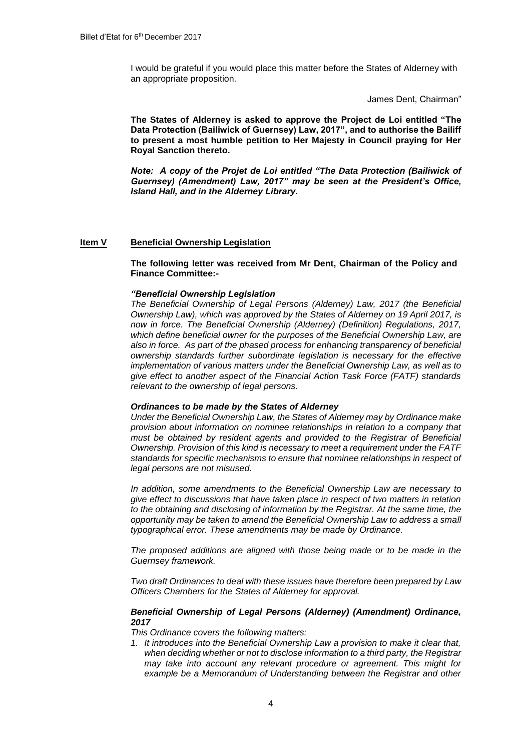I would be grateful if you would place this matter before the States of Alderney with an appropriate proposition.

James Dent, Chairman"

**The States of Alderney is asked to approve the Project de Loi entitled "The Data Protection (Bailiwick of Guernsey) Law, 2017", and to authorise the Bailiff to present a most humble petition to Her Majesty in Council praying for Her Royal Sanction thereto.**

***Note: A copy of the Projet de Loi entitled "The Data Protection (Bailiwick of Guernsey) (Amendment) Law, 2017" may be seen at the President's Office, Island Hall, and in the Alderney Library.***

## Item V Beneficial Ownership Legislation

**The following letter was received from Mr Dent, Chairman of the Policy and Finance Committee:-**

***"Beneficial Ownership Legislation***

*The Beneficial Ownership of Legal Persons (Alderney) Law, 2017 (the Beneficial Ownership Law), which was approved by the States of Alderney on 19 April 2017, is now in force. The Beneficial Ownership (Alderney) (Definition) Regulations, 2017, which define beneficial owner for the purposes of the Beneficial Ownership Law, are also in force. As part of the phased process for enhancing transparency of beneficial ownership standards further subordinate legislation is necessary for the effective implementation of various matters under the Beneficial Ownership Law, as well as to give effect to another aspect of the Financial Action Task Force (FATF) standards relevant to the ownership of legal persons.*

***Ordinances to be made by the States of Alderney***

*Under the Beneficial Ownership Law, the States of Alderney may by Ordinance make provision about information on nominee relationships in relation to a company that must be obtained by resident agents and provided to the Registrar of Beneficial Ownership. Provision of this kind is necessary to meet a requirement under the FATF standards for specific mechanisms to ensure that nominee relationships in respect of legal persons are not misused.*

*In addition, some amendments to the Beneficial Ownership Law are necessary to give effect to discussions that have taken place in respect of two matters in relation to the obtaining and disclosing of information by the Registrar. At the same time, the opportunity may be taken to amend the Beneficial Ownership Law to address a small typographical error. These amendments may be made by Ordinance.*

*The proposed additions are aligned with those being made or to be made in the Guernsey framework.*

*Two draft Ordinances to deal with these issues have therefore been prepared by Law Officers Chambers for the States of Alderney for approval.*

***Beneficial Ownership of Legal Persons (Alderney) (Amendment) Ordinance, 2017***

*This Ordinance covers the following matters:*

1. *It introduces into the Beneficial Ownership Law a provision to make it clear that, when deciding whether or not to disclose information to a third party, the Registrar may take into account any relevant procedure or agreement. This might for example be a Memorandum of Understanding between the Registrar and other*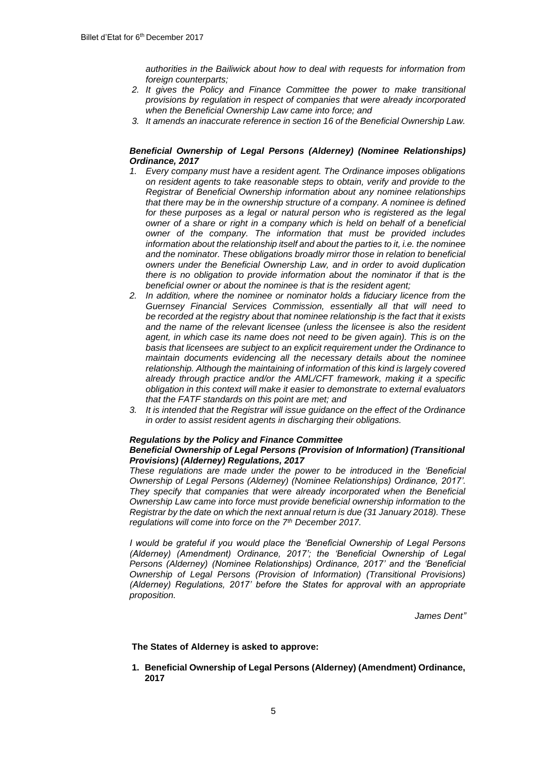*authorities in the Bailiwick about how to deal with requests for information from foreign counterparts;*

2. *It gives the Policy and Finance Committee the power to make transitional provisions by regulation in respect of companies that were already incorporated when the Beneficial Ownership Law came into force; and*
3. *It amends an inaccurate reference in section 16 of the Beneficial Ownership Law.*

***Beneficial Ownership of Legal Persons (Alderney) (Nominee Relationships) Ordinance, 2017***

1. *Every company must have a resident agent. The Ordinance imposes obligations on resident agents to take reasonable steps to obtain, verify and provide to the Registrar of Beneficial Ownership information about any nominee relationships that there may be in the ownership structure of a company. A nominee is defined for these purposes as a legal or natural person who is registered as the legal owner of a share or right in a company which is held on behalf of a beneficial owner of the company. The information that must be provided includes information about the relationship itself and about the parties to it, i.e. the nominee and the nominator. These obligations broadly mirror those in relation to beneficial owners under the Beneficial Ownership Law, and in order to avoid duplication there is no obligation to provide information about the nominator if that is the beneficial owner or about the nominee is that is the resident agent;*
2. *In addition, where the nominee or nominator holds a fiduciary licence from the Guernsey Financial Services Commission, essentially all that will need to be recorded at the registry about that nominee relationship is the fact that it exists and the name of the relevant licensee (unless the licensee is also the resident agent, in which case its name does not need to be given again). This is on the basis that licensees are subject to an explicit requirement under the Ordinance to maintain documents evidencing all the necessary details about the nominee relationship. Although the maintaining of information of this kind is largely covered already through practice and/or the AML/CFT framework, making it a specific obligation in this context will make it easier to demonstrate to external evaluators that the FATF standards on this point are met; and*
3. *It is intended that the Registrar will issue guidance on the effect of the Ordinance in order to assist resident agents in discharging their obligations.*

***Regulations by the Policy and Finance Committee***
***Beneficial Ownership of Legal Persons (Provision of Information) (Transitional Provisions) (Alderney) Regulations, 2017***

*These regulations are made under the power to be introduced in the 'Beneficial Ownership of Legal Persons (Alderney) (Nominee Relationships) Ordinance, 2017'. They specify that companies that were already incorporated when the Beneficial Ownership Law came into force must provide beneficial ownership information to the Registrar by the date on which the next annual return is due (31 January 2018). These regulations will come into force on the 7th December 2017.*

*I would be grateful if you would place the 'Beneficial Ownership of Legal Persons (Alderney) (Amendment) Ordinance, 2017'; the 'Beneficial Ownership of Legal Persons (Alderney) (Nominee Relationships) Ordinance, 2017' and the 'Beneficial Ownership of Legal Persons (Provision of Information) (Transitional Provisions) (Alderney) Regulations, 2017' before the States for approval with an appropriate proposition.*

*James Dent"*

**The States of Alderney is asked to approve:**

1. **Beneficial Ownership of Legal Persons (Alderney) (Amendment) Ordinance, 2017**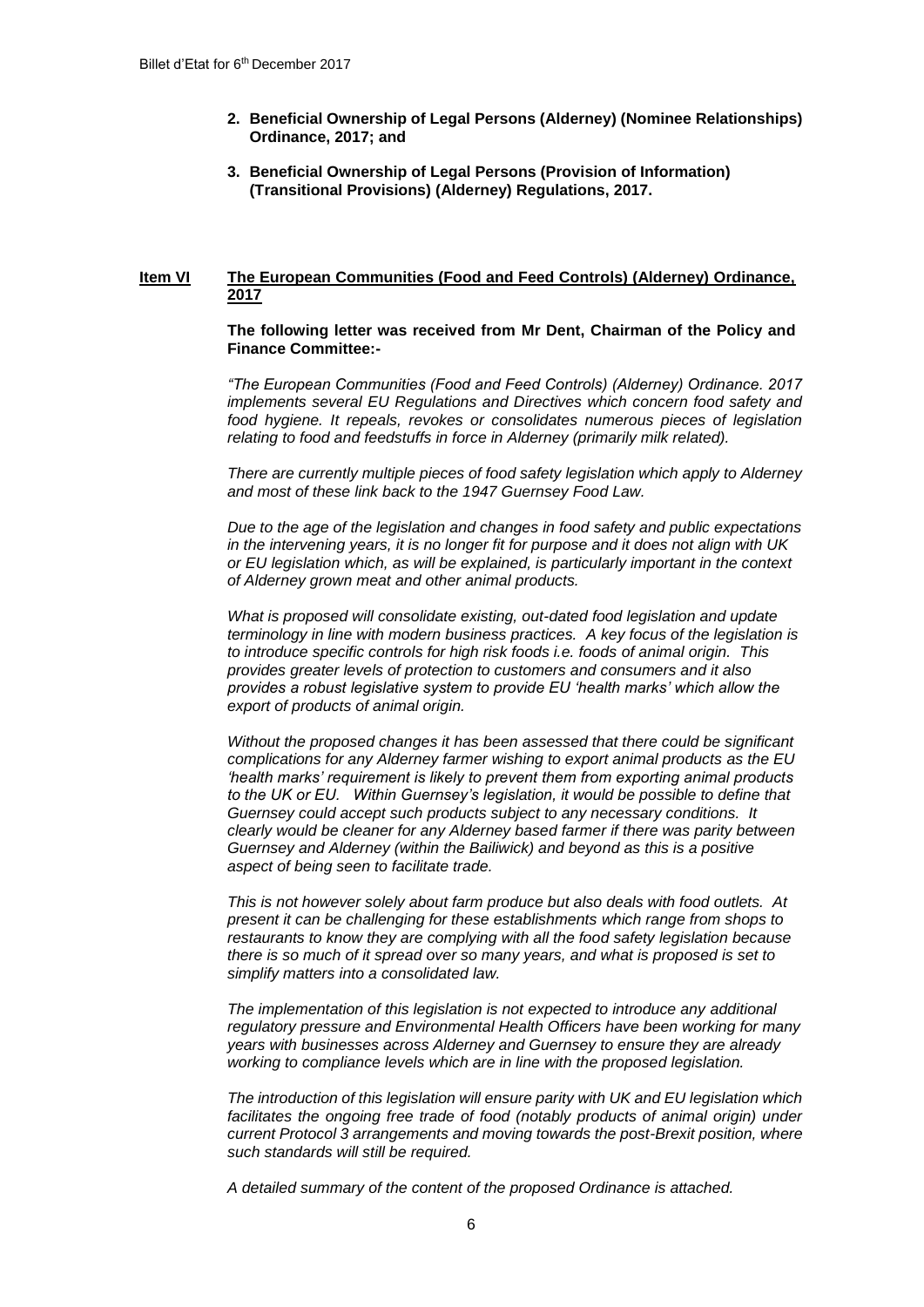2. **Beneficial Ownership of Legal Persons (Alderney) (Nominee Relationships) Ordinance, 2017; and**

3. **Beneficial Ownership of Legal Persons (Provision of Information) (Transitional Provisions) (Alderney) Regulations, 2017.**

**Item VI** **The European Communities (Food and Feed Controls) (Alderney) Ordinance, 2017**

**The following letter was received from Mr Dent, Chairman of the Policy and Finance Committee:-**

*"The European Communities (Food and Feed Controls) (Alderney) Ordinance. 2017 implements several EU Regulations and Directives which concern food safety and food hygiene. It repeals, revokes or consolidates numerous pieces of legislation relating to food and feedstuffs in force in Alderney (primarily milk related).*

*There are currently multiple pieces of food safety legislation which apply to Alderney and most of these link back to the 1947 Guernsey Food Law.*

*Due to the age of the legislation and changes in food safety and public expectations in the intervening years, it is no longer fit for purpose and it does not align with UK or EU legislation which, as will be explained, is particularly important in the context of Alderney grown meat and other animal products.*

*What is proposed will consolidate existing, out-dated food legislation and update terminology in line with modern business practices. A key focus of the legislation is to introduce specific controls for high risk foods i.e. foods of animal origin. This provides greater levels of protection to customers and consumers and it also provides a robust legislative system to provide EU 'health marks' which allow the export of products of animal origin.*

*Without the proposed changes it has been assessed that there could be significant complications for any Alderney farmer wishing to export animal products as the EU 'health marks' requirement is likely to prevent them from exporting animal products to the UK or EU. Within Guernsey's legislation, it would be possible to define that Guernsey could accept such products subject to any necessary conditions. It clearly would be cleaner for any Alderney based farmer if there was parity between Guernsey and Alderney (within the Bailiwick) and beyond as this is a positive aspect of being seen to facilitate trade.*

*This is not however solely about farm produce but also deals with food outlets. At present it can be challenging for these establishments which range from shops to restaurants to know they are complying with all the food safety legislation because there is so much of it spread over so many years, and what is proposed is set to simplify matters into a consolidated law.*

*The implementation of this legislation is not expected to introduce any additional regulatory pressure and Environmental Health Officers have been working for many years with businesses across Alderney and Guernsey to ensure they are already working to compliance levels which are in line with the proposed legislation.*

*The introduction of this legislation will ensure parity with UK and EU legislation which facilitates the ongoing free trade of food (notably products of animal origin) under current Protocol 3 arrangements and moving towards the post-Brexit position, where such standards will still be required.*

*A detailed summary of the content of the proposed Ordinance is attached.*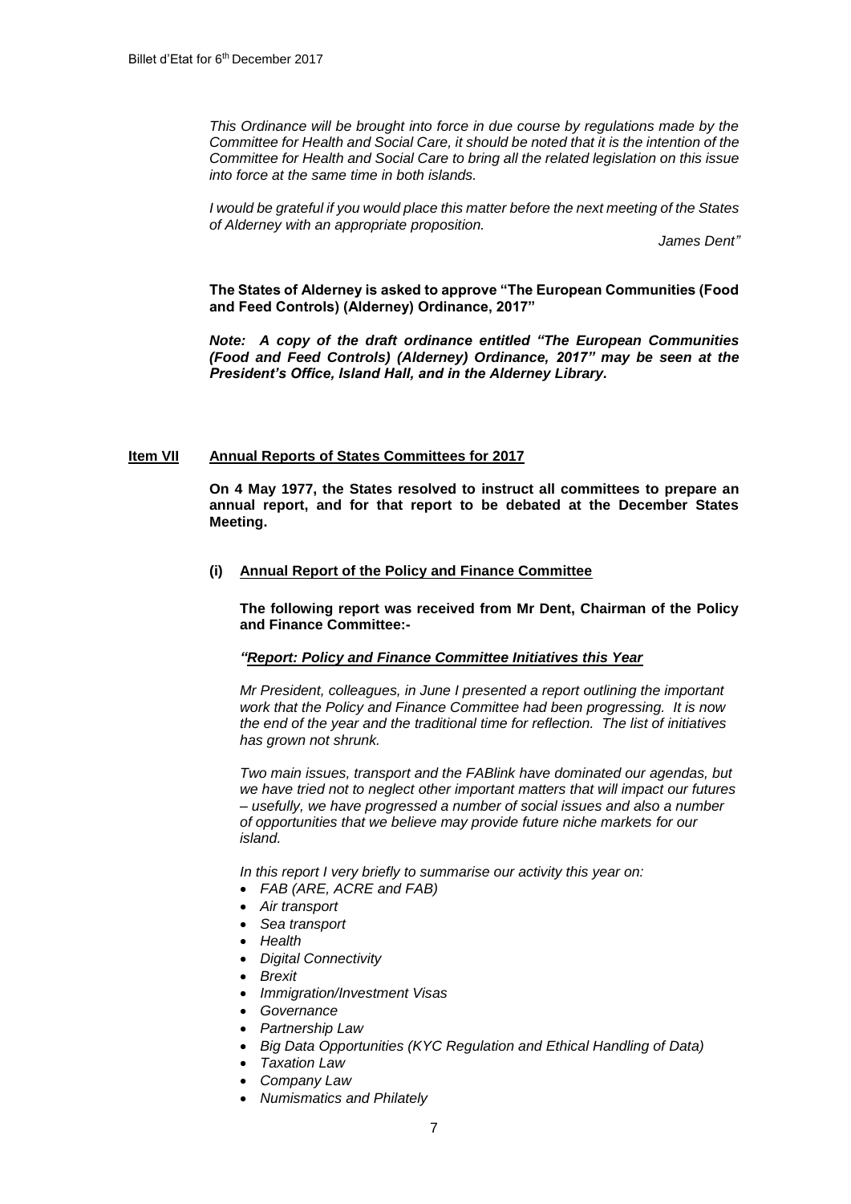*This Ordinance will be brought into force in due course by regulations made by the Committee for Health and Social Care, it should be noted that it is the intention of the Committee for Health and Social Care to bring all the related legislation on this issue into force at the same time in both islands.*

*I would be grateful if you would place this matter before the next meeting of the States of Alderney with an appropriate proposition.*

*James Dent"*

**The States of Alderney is asked to approve "The European Communities (Food and Feed Controls) (Alderney) Ordinance, 2017"**

***Note: A copy of the draft ordinance entitled "The European Communities (Food and Feed Controls) (Alderney) Ordinance, 2017" may be seen at the President's Office, Island Hall, and in the Alderney Library.***

## Item VII Annual Reports of States Committees for 2017

**On 4 May 1977, the States resolved to instruct all committees to prepare an annual report, and for that report to be debated at the December States Meeting.**

### (i) Annual Report of the Policy and Finance Committee

**The following report was received from Mr Dent, Chairman of the Policy and Finance Committee:-**

***"Report: Policy and Finance Committee Initiatives this Year***

*Mr President, colleagues, in June I presented a report outlining the important work that the Policy and Finance Committee had been progressing. It is now the end of the year and the traditional time for reflection. The list of initiatives has grown not shrunk.*

*Two main issues, transport and the FABlink have dominated our agendas, but we have tried not to neglect other important matters that will impact our futures – usefully, we have progressed a number of social issues and also a number of opportunities that we believe may provide future niche markets for our island.*

*In this report I very briefly to summarise our activity this year on:*

- *FAB (ARE, ACRE and FAB)*
- *Air transport*
- *Sea transport*
- *Health*
- *Digital Connectivity*
- *Brexit*
- *Immigration/Investment Visas*
- *Governance*
- *Partnership Law*
- *Big Data Opportunities (KYC Regulation and Ethical Handling of Data)*
- *Taxation Law*
- *Company Law*
- *Numismatics and Philately*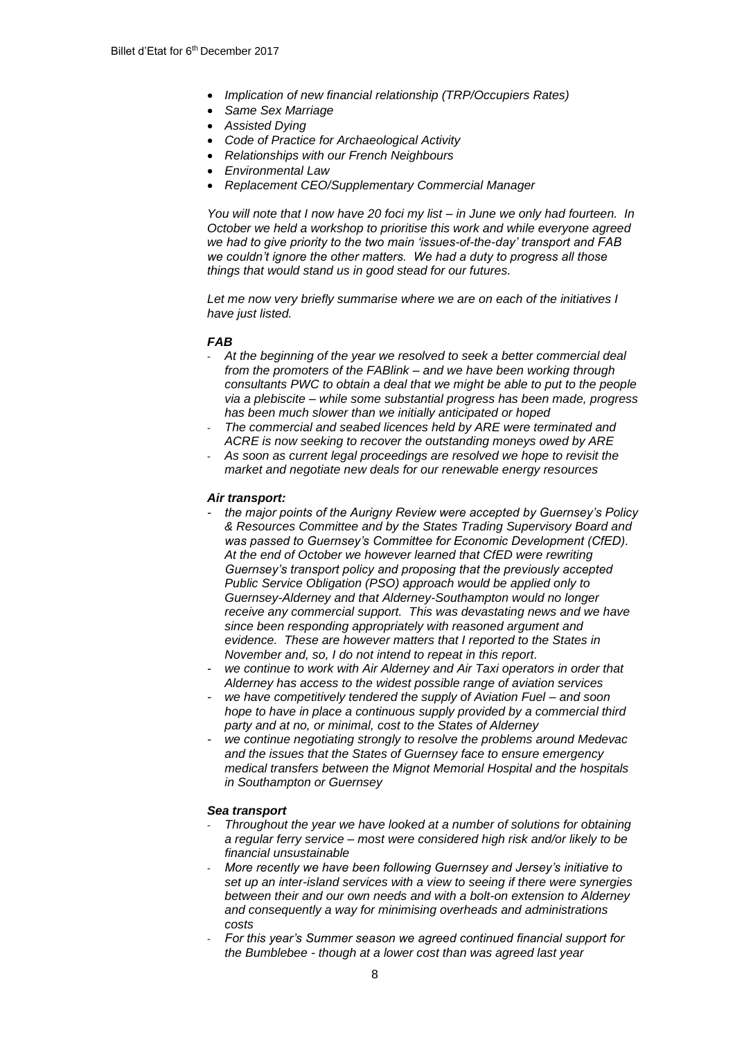- *Implication of new financial relationship (TRP/Occupiers Rates)*
- *Same Sex Marriage*
- *Assisted Dying*
- *Code of Practice for Archaeological Activity*
- *Relationships with our French Neighbours*
- *Environmental Law*
- *Replacement CEO/Supplementary Commercial Manager*

*You will note that I now have 20 foci my list – in June we only had fourteen. In October we held a workshop to prioritise this work and while everyone agreed we had to give priority to the two main 'issues-of-the-day' transport and FAB we couldn't ignore the other matters. We had a duty to progress all those things that would stand us in good stead for our futures.*

*Let me now very briefly summarise where we are on each of the initiatives I have just listed.*

***FAB***

- *At the beginning of the year we resolved to seek a better commercial deal from the promoters of the FABlink – and we have been working through consultants PWC to obtain a deal that we might be able to put to the people via a plebiscite – while some substantial progress has been made, progress has been much slower than we initially anticipated or hoped*
- *The commercial and seabed licences held by ARE were terminated and ACRE is now seeking to recover the outstanding moneys owed by ARE*
- *As soon as current legal proceedings are resolved we hope to revisit the market and negotiate new deals for our renewable energy resources*

***Air transport:***

- *the major points of the Aurigny Review were accepted by Guernsey's Policy & Resources Committee and by the States Trading Supervisory Board and was passed to Guernsey's Committee for Economic Development (CfED). At the end of October we however learned that CfED were rewriting Guernsey's transport policy and proposing that the previously accepted Public Service Obligation (PSO) approach would be applied only to Guernsey-Alderney and that Alderney-Southampton would no longer receive any commercial support. This was devastating news and we have since been responding appropriately with reasoned argument and evidence. These are however matters that I reported to the States in November and, so, I do not intend to repeat in this report.*
- *we continue to work with Air Alderney and Air Taxi operators in order that Alderney has access to the widest possible range of aviation services*
- *we have competitively tendered the supply of Aviation Fuel – and soon hope to have in place a continuous supply provided by a commercial third party and at no, or minimal, cost to the States of Alderney*
- *we continue negotiating strongly to resolve the problems around Medevac and the issues that the States of Guernsey face to ensure emergency medical transfers between the Mignot Memorial Hospital and the hospitals in Southampton or Guernsey*

***Sea transport***

- *Throughout the year we have looked at a number of solutions for obtaining a regular ferry service – most were considered high risk and/or likely to be financial unsustainable*
- *More recently we have been following Guernsey and Jersey's initiative to set up an inter-island services with a view to seeing if there were synergies between their and our own needs and with a bolt-on extension to Alderney and consequently a way for minimising overheads and administrations costs*
- *For this year's Summer season we agreed continued financial support for the Bumblebee - though at a lower cost than was agreed last year*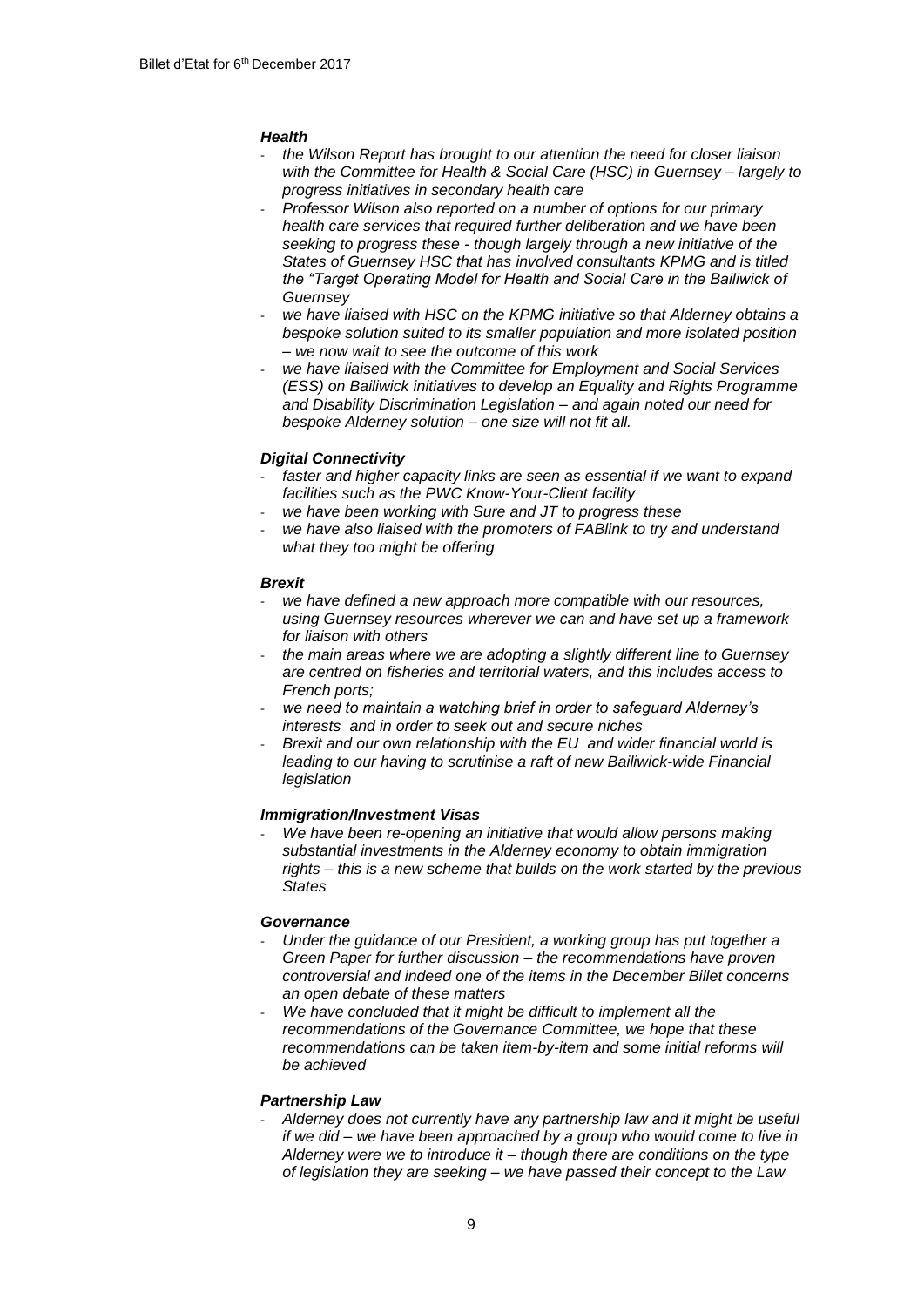***Health***

- *the Wilson Report has brought to our attention the need for closer liaison with the Committee for Health & Social Care (HSC) in Guernsey – largely to progress initiatives in secondary health care*
- *Professor Wilson also reported on a number of options for our primary health care services that required further deliberation and we have been seeking to progress these - though largely through a new initiative of the States of Guernsey HSC that has involved consultants KPMG and is titled the "Target Operating Model for Health and Social Care in the Bailiwick of Guernsey*
- *we have liaised with HSC on the KPMG initiative so that Alderney obtains a bespoke solution suited to its smaller population and more isolated position – we now wait to see the outcome of this work*
- *we have liaised with the Committee for Employment and Social Services (ESS) on Bailiwick initiatives to develop an Equality and Rights Programme and Disability Discrimination Legislation – and again noted our need for bespoke Alderney solution – one size will not fit all.*

***Digital Connectivity***

- *faster and higher capacity links are seen as essential if we want to expand facilities such as the PWC Know-Your-Client facility*
- *we have been working with Sure and JT to progress these*
- *we have also liaised with the promoters of FABlink to try and understand what they too might be offering*

***Brexit***

- *we have defined a new approach more compatible with our resources, using Guernsey resources wherever we can and have set up a framework for liaison with others*
- *the main areas where we are adopting a slightly different line to Guernsey are centred on fisheries and territorial waters, and this includes access to French ports;*
- *we need to maintain a watching brief in order to safeguard Alderney's interests and in order to seek out and secure niches*
- *Brexit and our own relationship with the EU and wider financial world is leading to our having to scrutinise a raft of new Bailiwick-wide Financial legislation*

***Immigration/Investment Visas***

- *We have been re-opening an initiative that would allow persons making substantial investments in the Alderney economy to obtain immigration rights – this is a new scheme that builds on the work started by the previous States*

***Governance***

- *Under the guidance of our President, a working group has put together a Green Paper for further discussion – the recommendations have proven controversial and indeed one of the items in the December Billet concerns an open debate of these matters*
- *We have concluded that it might be difficult to implement all the recommendations of the Governance Committee, we hope that these recommendations can be taken item-by-item and some initial reforms will be achieved*

***Partnership Law***

- *Alderney does not currently have any partnership law and it might be useful if we did – we have been approached by a group who would come to live in Alderney were we to introduce it – though there are conditions on the type of legislation they are seeking – we have passed their concept to the Law*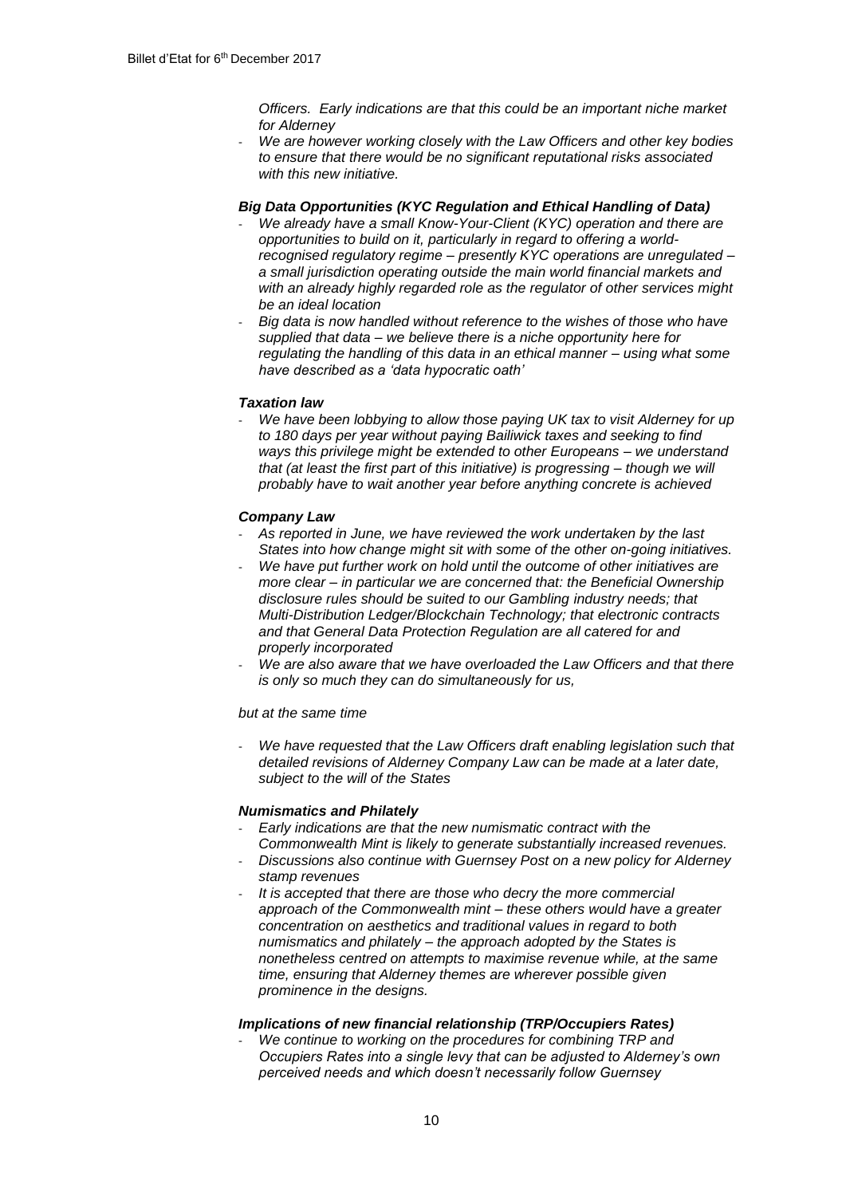*Officers. Early indications are that this could be an important niche market for Alderney*

- *We are however working closely with the Law Officers and other key bodies to ensure that there would be no significant reputational risks associated with this new initiative.*

***Big Data Opportunities (KYC Regulation and Ethical Handling of Data)***

- *We already have a small Know-Your-Client (KYC) operation and there are opportunities to build on it, particularly in regard to offering a world-recognised regulatory regime – presently KYC operations are unregulated – a small jurisdiction operating outside the main world financial markets and with an already highly regarded role as the regulator of other services might be an ideal location*
- *Big data is now handled without reference to the wishes of those who have supplied that data – we believe there is a niche opportunity here for regulating the handling of this data in an ethical manner – using what some have described as a 'data hypocratic oath'*

***Taxation law***

- *We have been lobbying to allow those paying UK tax to visit Alderney for up to 180 days per year without paying Bailiwick taxes and seeking to find ways this privilege might be extended to other Europeans – we understand that (at least the first part of this initiative) is progressing – though we will probably have to wait another year before anything concrete is achieved*

***Company Law***

- *As reported in June, we have reviewed the work undertaken by the last States into how change might sit with some of the other on-going initiatives.*
- *We have put further work on hold until the outcome of other initiatives are more clear – in particular we are concerned that: the Beneficial Ownership disclosure rules should be suited to our Gambling industry needs; that Multi-Distribution Ledger/Blockchain Technology; that electronic contracts and that General Data Protection Regulation are all catered for and properly incorporated*
- *We are also aware that we have overloaded the Law Officers and that there is only so much they can do simultaneously for us,*

*but at the same time*

- *We have requested that the Law Officers draft enabling legislation such that detailed revisions of Alderney Company Law can be made at a later date, subject to the will of the States*

***Numismatics and Philately***

- *Early indications are that the new numismatic contract with the Commonwealth Mint is likely to generate substantially increased revenues.*
- *Discussions also continue with Guernsey Post on a new policy for Alderney stamp revenues*
- *It is accepted that there are those who decry the more commercial approach of the Commonwealth mint – these others would have a greater concentration on aesthetics and traditional values in regard to both numismatics and philately – the approach adopted by the States is nonetheless centred on attempts to maximise revenue while, at the same time, ensuring that Alderney themes are wherever possible given prominence in the designs.*

***Implications of new financial relationship (TRP/Occupiers Rates)***

- *We continue to working on the procedures for combining TRP and Occupiers Rates into a single levy that can be adjusted to Alderney's own perceived needs and which doesn't necessarily follow Guernsey*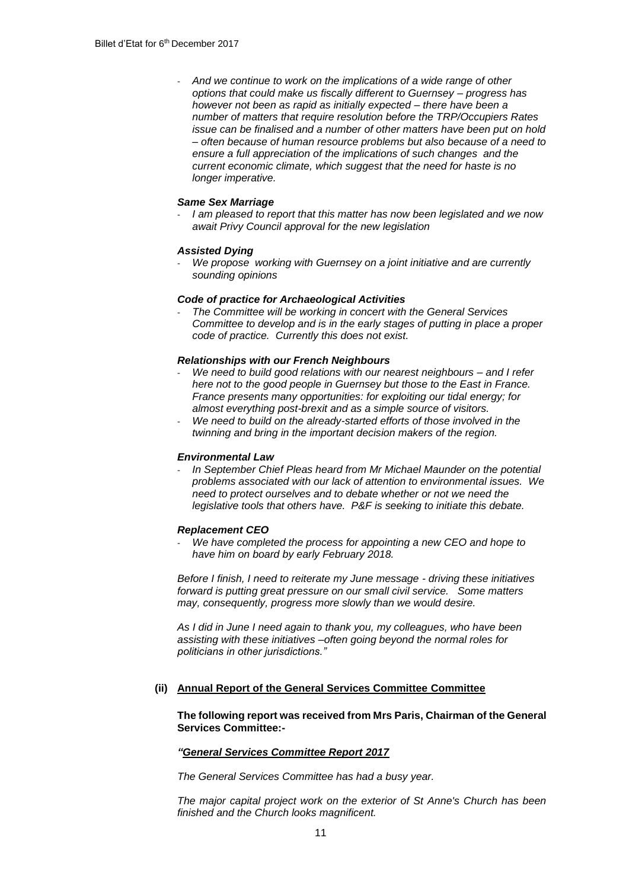- *And we continue to work on the implications of a wide range of other options that could make us fiscally different to Guernsey – progress has however not been as rapid as initially expected – there have been a number of matters that require resolution before the TRP/Occupiers Rates issue can be finalised and a number of other matters have been put on hold – often because of human resource problems but also because of a need to ensure a full appreciation of the implications of such changes and the current economic climate, which suggest that the need for haste is no longer imperative.*

***Same Sex Marriage***

- *I am pleased to report that this matter has now been legislated and we now await Privy Council approval for the new legislation*

***Assisted Dying***

- *We propose working with Guernsey on a joint initiative and are currently sounding opinions*

***Code of practice for Archaeological Activities***

- *The Committee will be working in concert with the General Services Committee to develop and is in the early stages of putting in place a proper code of practice. Currently this does not exist.*

***Relationships with our French Neighbours***

- *We need to build good relations with our nearest neighbours – and I refer here not to the good people in Guernsey but those to the East in France. France presents many opportunities: for exploiting our tidal energy; for almost everything post-brexit and as a simple source of visitors.*
- *We need to build on the already-started efforts of those involved in the twinning and bring in the important decision makers of the region.*

***Environmental Law***

- *In September Chief Pleas heard from Mr Michael Maunder on the potential problems associated with our lack of attention to environmental issues. We need to protect ourselves and to debate whether or not we need the legislative tools that others have. P&F is seeking to initiate this debate.*

***Replacement CEO***

- *We have completed the process for appointing a new CEO and hope to have him on board by early February 2018.*

*Before I finish, I need to reiterate my June message - driving these initiatives forward is putting great pressure on our small civil service. Some matters may, consequently, progress more slowly than we would desire.*

*As I did in June I need again to thank you, my colleagues, who have been assisting with these initiatives –often going beyond the normal roles for politicians in other jurisdictions."*

## (ii) Annual Report of the General Services Committee Committee

**The following report was received from Mrs Paris, Chairman of the General Services Committee:-**

***"General Services Committee Report 2017***

*The General Services Committee has had a busy year.*

*The major capital project work on the exterior of St Anne's Church has been finished and the Church looks magnificent.*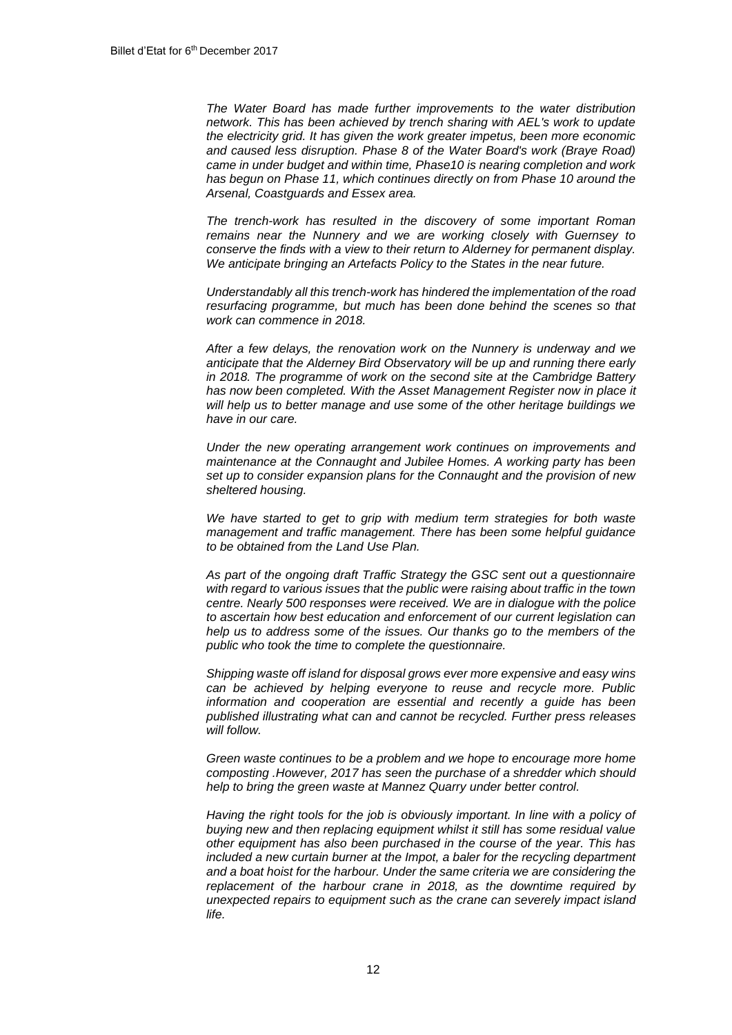*The Water Board has made further improvements to the water distribution network. This has been achieved by trench sharing with AEL's work to update the electricity grid. It has given the work greater impetus, been more economic and caused less disruption. Phase 8 of the Water Board's work (Braye Road) came in under budget and within time, Phase10 is nearing completion and work has begun on Phase 11, which continues directly on from Phase 10 around the Arsenal, Coastguards and Essex area.*

*The trench-work has resulted in the discovery of some important Roman remains near the Nunnery and we are working closely with Guernsey to conserve the finds with a view to their return to Alderney for permanent display. We anticipate bringing an Artefacts Policy to the States in the near future.*

*Understandably all this trench-work has hindered the implementation of the road resurfacing programme, but much has been done behind the scenes so that work can commence in 2018.*

*After a few delays, the renovation work on the Nunnery is underway and we anticipate that the Alderney Bird Observatory will be up and running there early in 2018. The programme of work on the second site at the Cambridge Battery has now been completed. With the Asset Management Register now in place it will help us to better manage and use some of the other heritage buildings we have in our care.*

*Under the new operating arrangement work continues on improvements and maintenance at the Connaught and Jubilee Homes. A working party has been set up to consider expansion plans for the Connaught and the provision of new sheltered housing.*

*We have started to get to grip with medium term strategies for both waste management and traffic management. There has been some helpful guidance to be obtained from the Land Use Plan.*

*As part of the ongoing draft Traffic Strategy the GSC sent out a questionnaire with regard to various issues that the public were raising about traffic in the town centre. Nearly 500 responses were received. We are in dialogue with the police to ascertain how best education and enforcement of our current legislation can help us to address some of the issues. Our thanks go to the members of the public who took the time to complete the questionnaire.*

*Shipping waste off island for disposal grows ever more expensive and easy wins can be achieved by helping everyone to reuse and recycle more. Public information and cooperation are essential and recently a guide has been published illustrating what can and cannot be recycled. Further press releases will follow.*

*Green waste continues to be a problem and we hope to encourage more home composting .However, 2017 has seen the purchase of a shredder which should help to bring the green waste at Mannez Quarry under better control.*

*Having the right tools for the job is obviously important. In line with a policy of buying new and then replacing equipment whilst it still has some residual value other equipment has also been purchased in the course of the year. This has included a new curtain burner at the Impot, a baler for the recycling department and a boat hoist for the harbour. Under the same criteria we are considering the replacement of the harbour crane in 2018, as the downtime required by unexpected repairs to equipment such as the crane can severely impact island life.*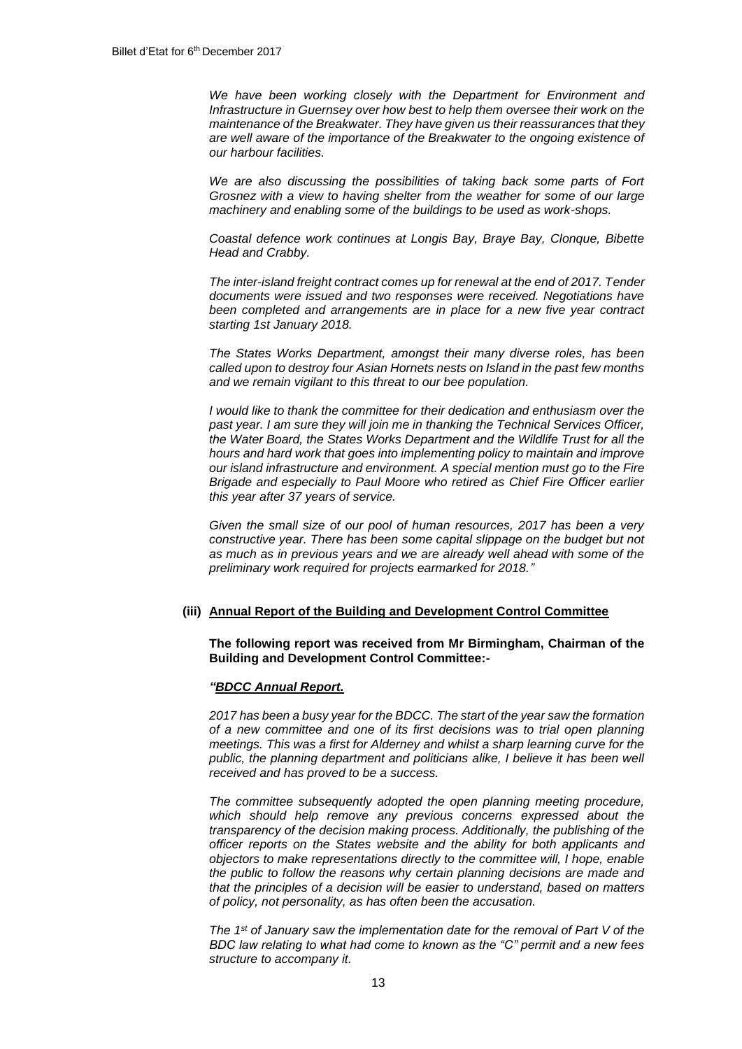*We have been working closely with the Department for Environment and Infrastructure in Guernsey over how best to help them oversee their work on the maintenance of the Breakwater. They have given us their reassurances that they are well aware of the importance of the Breakwater to the ongoing existence of our harbour facilities.*

*We are also discussing the possibilities of taking back some parts of Fort Grosnez with a view to having shelter from the weather for some of our large machinery and enabling some of the buildings to be used as work-shops.*

*Coastal defence work continues at Longis Bay, Braye Bay, Clonque, Bibette Head and Crabby.*

*The inter-island freight contract comes up for renewal at the end of 2017. Tender documents were issued and two responses were received. Negotiations have been completed and arrangements are in place for a new five year contract starting 1st January 2018.*

*The States Works Department, amongst their many diverse roles, has been called upon to destroy four Asian Hornets nests on Island in the past few months and we remain vigilant to this threat to our bee population.*

*I would like to thank the committee for their dedication and enthusiasm over the past year. I am sure they will join me in thanking the Technical Services Officer, the Water Board, the States Works Department and the Wildlife Trust for all the hours and hard work that goes into implementing policy to maintain and improve our island infrastructure and environment. A special mention must go to the Fire Brigade and especially to Paul Moore who retired as Chief Fire Officer earlier this year after 37 years of service.*

*Given the small size of our pool of human resources, 2017 has been a very constructive year. There has been some capital slippage on the budget but not as much as in previous years and we are already well ahead with some of the preliminary work required for projects earmarked for 2018."*

### (iii) Annual Report of the Building and Development Control Committee

**The following report was received from Mr Birmingham, Chairman of the Building and Development Control Committee:-**

*"**BDCC Annual Report.***

*2017 has been a busy year for the BDCC. The start of the year saw the formation of a new committee and one of its first decisions was to trial open planning meetings. This was a first for Alderney and whilst a sharp learning curve for the public, the planning department and politicians alike, I believe it has been well received and has proved to be a success.*

*The committee subsequently adopted the open planning meeting procedure, which should help remove any previous concerns expressed about the transparency of the decision making process. Additionally, the publishing of the officer reports on the States website and the ability for both applicants and objectors to make representations directly to the committee will, I hope, enable the public to follow the reasons why certain planning decisions are made and that the principles of a decision will be easier to understand, based on matters of policy, not personality, as has often been the accusation.*

*The 1st of January saw the implementation date for the removal of Part V of the BDC law relating to what had come to known as the "C" permit and a new fees structure to accompany it.*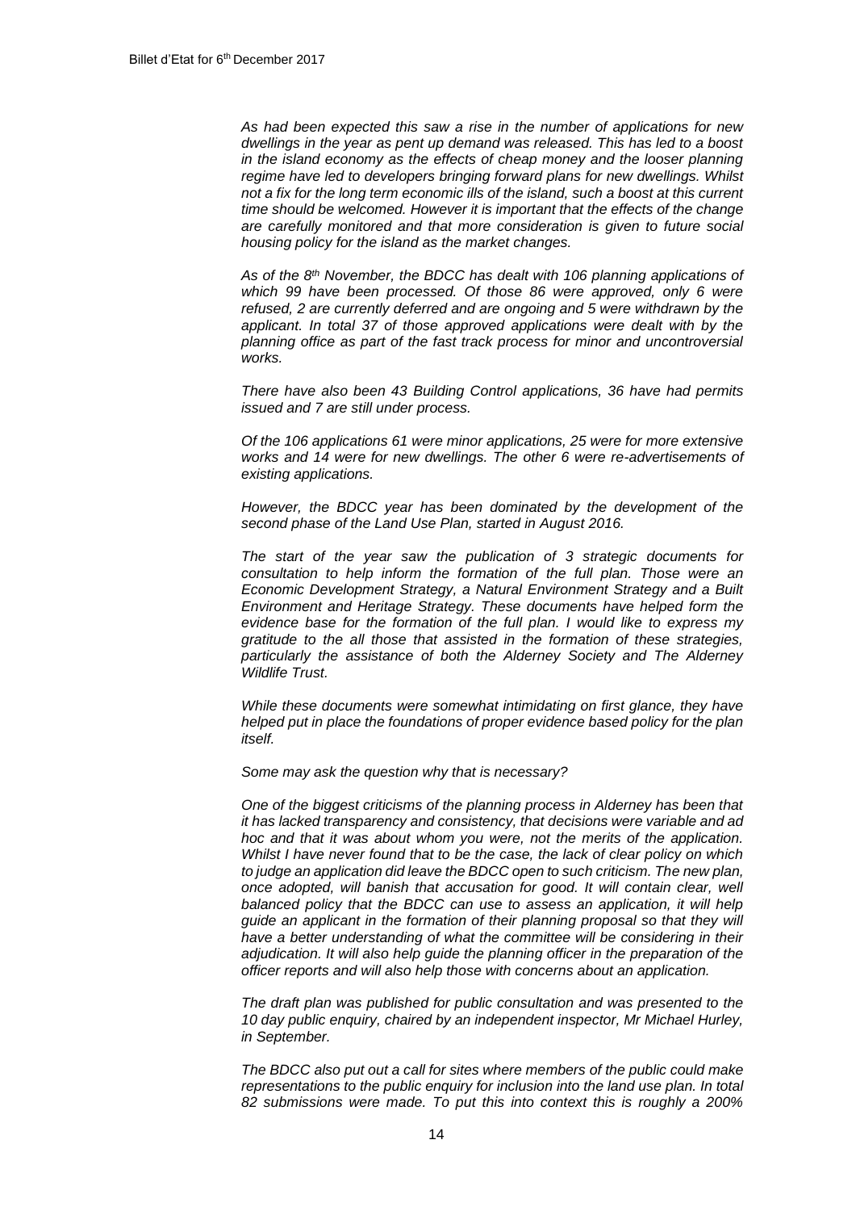*As had been expected this saw a rise in the number of applications for new dwellings in the year as pent up demand was released. This has led to a boost in the island economy as the effects of cheap money and the looser planning regime have led to developers bringing forward plans for new dwellings. Whilst not a fix for the long term economic ills of the island, such a boost at this current time should be welcomed. However it is important that the effects of the change are carefully monitored and that more consideration is given to future social housing policy for the island as the market changes.*

*As of the 8th November, the BDCC has dealt with 106 planning applications of which 99 have been processed. Of those 86 were approved, only 6 were refused, 2 are currently deferred and are ongoing and 5 were withdrawn by the applicant. In total 37 of those approved applications were dealt with by the planning office as part of the fast track process for minor and uncontroversial works.*

*There have also been 43 Building Control applications, 36 have had permits issued and 7 are still under process.*

*Of the 106 applications 61 were minor applications, 25 were for more extensive works and 14 were for new dwellings. The other 6 were re-advertisements of existing applications.*

*However, the BDCC year has been dominated by the development of the second phase of the Land Use Plan, started in August 2016.*

*The start of the year saw the publication of 3 strategic documents for consultation to help inform the formation of the full plan. Those were an Economic Development Strategy, a Natural Environment Strategy and a Built Environment and Heritage Strategy. These documents have helped form the evidence base for the formation of the full plan. I would like to express my gratitude to the all those that assisted in the formation of these strategies, particularly the assistance of both the Alderney Society and The Alderney Wildlife Trust.*

*While these documents were somewhat intimidating on first glance, they have helped put in place the foundations of proper evidence based policy for the plan itself.*

*Some may ask the question why that is necessary?*

*One of the biggest criticisms of the planning process in Alderney has been that it has lacked transparency and consistency, that decisions were variable and ad hoc and that it was about whom you were, not the merits of the application. Whilst I have never found that to be the case, the lack of clear policy on which to judge an application did leave the BDCC open to such criticism. The new plan, once adopted, will banish that accusation for good. It will contain clear, well balanced policy that the BDCC can use to assess an application, it will help guide an applicant in the formation of their planning proposal so that they will have a better understanding of what the committee will be considering in their adjudication. It will also help guide the planning officer in the preparation of the officer reports and will also help those with concerns about an application.*

*The draft plan was published for public consultation and was presented to the 10 day public enquiry, chaired by an independent inspector, Mr Michael Hurley, in September.*

*The BDCC also put out a call for sites where members of the public could make representations to the public enquiry for inclusion into the land use plan. In total 82 submissions were made. To put this into context this is roughly a 200%*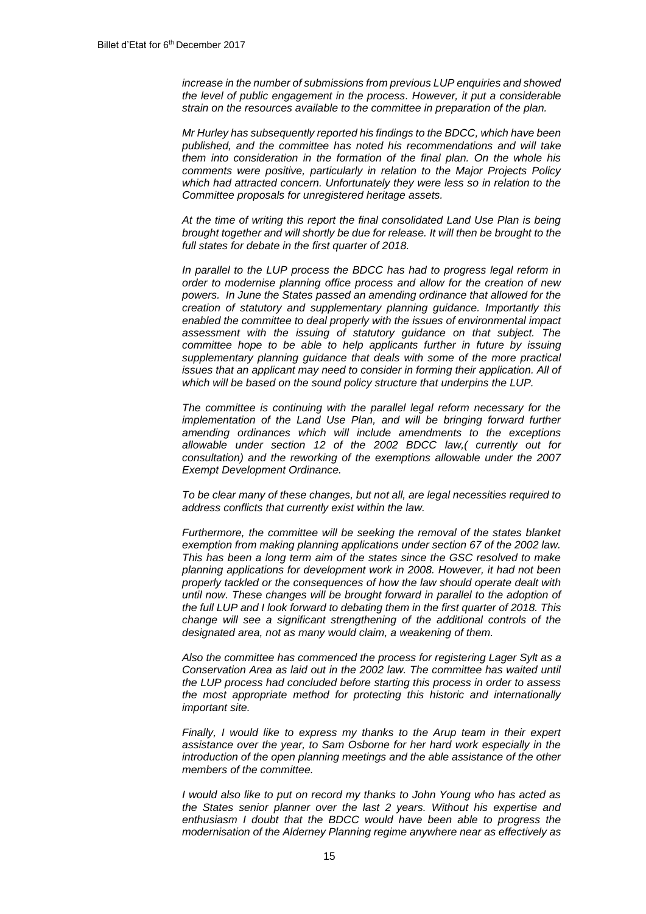*increase in the number of submissions from previous LUP enquiries and showed the level of public engagement in the process. However, it put a considerable strain on the resources available to the committee in preparation of the plan.*

*Mr Hurley has subsequently reported his findings to the BDCC, which have been published, and the committee has noted his recommendations and will take them into consideration in the formation of the final plan. On the whole his comments were positive, particularly in relation to the Major Projects Policy which had attracted concern. Unfortunately they were less so in relation to the Committee proposals for unregistered heritage assets.*

*At the time of writing this report the final consolidated Land Use Plan is being brought together and will shortly be due for release. It will then be brought to the full states for debate in the first quarter of 2018.*

*In parallel to the LUP process the BDCC has had to progress legal reform in order to modernise planning office process and allow for the creation of new powers. In June the States passed an amending ordinance that allowed for the creation of statutory and supplementary planning guidance. Importantly this enabled the committee to deal properly with the issues of environmental impact assessment with the issuing of statutory guidance on that subject. The committee hope to be able to help applicants further in future by issuing supplementary planning guidance that deals with some of the more practical issues that an applicant may need to consider in forming their application. All of which will be based on the sound policy structure that underpins the LUP.*

*The committee is continuing with the parallel legal reform necessary for the implementation of the Land Use Plan, and will be bringing forward further amending ordinances which will include amendments to the exceptions allowable under section 12 of the 2002 BDCC law,( currently out for consultation) and the reworking of the exemptions allowable under the 2007 Exempt Development Ordinance.*

*To be clear many of these changes, but not all, are legal necessities required to address conflicts that currently exist within the law.*

*Furthermore, the committee will be seeking the removal of the states blanket exemption from making planning applications under section 67 of the 2002 law. This has been a long term aim of the states since the GSC resolved to make planning applications for development work in 2008. However, it had not been properly tackled or the consequences of how the law should operate dealt with until now. These changes will be brought forward in parallel to the adoption of the full LUP and I look forward to debating them in the first quarter of 2018. This change will see a significant strengthening of the additional controls of the designated area, not as many would claim, a weakening of them.*

*Also the committee has commenced the process for registering Lager Sylt as a Conservation Area as laid out in the 2002 law. The committee has waited until the LUP process had concluded before starting this process in order to assess the most appropriate method for protecting this historic and internationally important site.*

*Finally, I would like to express my thanks to the Arup team in their expert assistance over the year, to Sam Osborne for her hard work especially in the introduction of the open planning meetings and the able assistance of the other members of the committee.*

*I would also like to put on record my thanks to John Young who has acted as the States senior planner over the last 2 years. Without his expertise and enthusiasm I doubt that the BDCC would have been able to progress the modernisation of the Alderney Planning regime anywhere near as effectively as*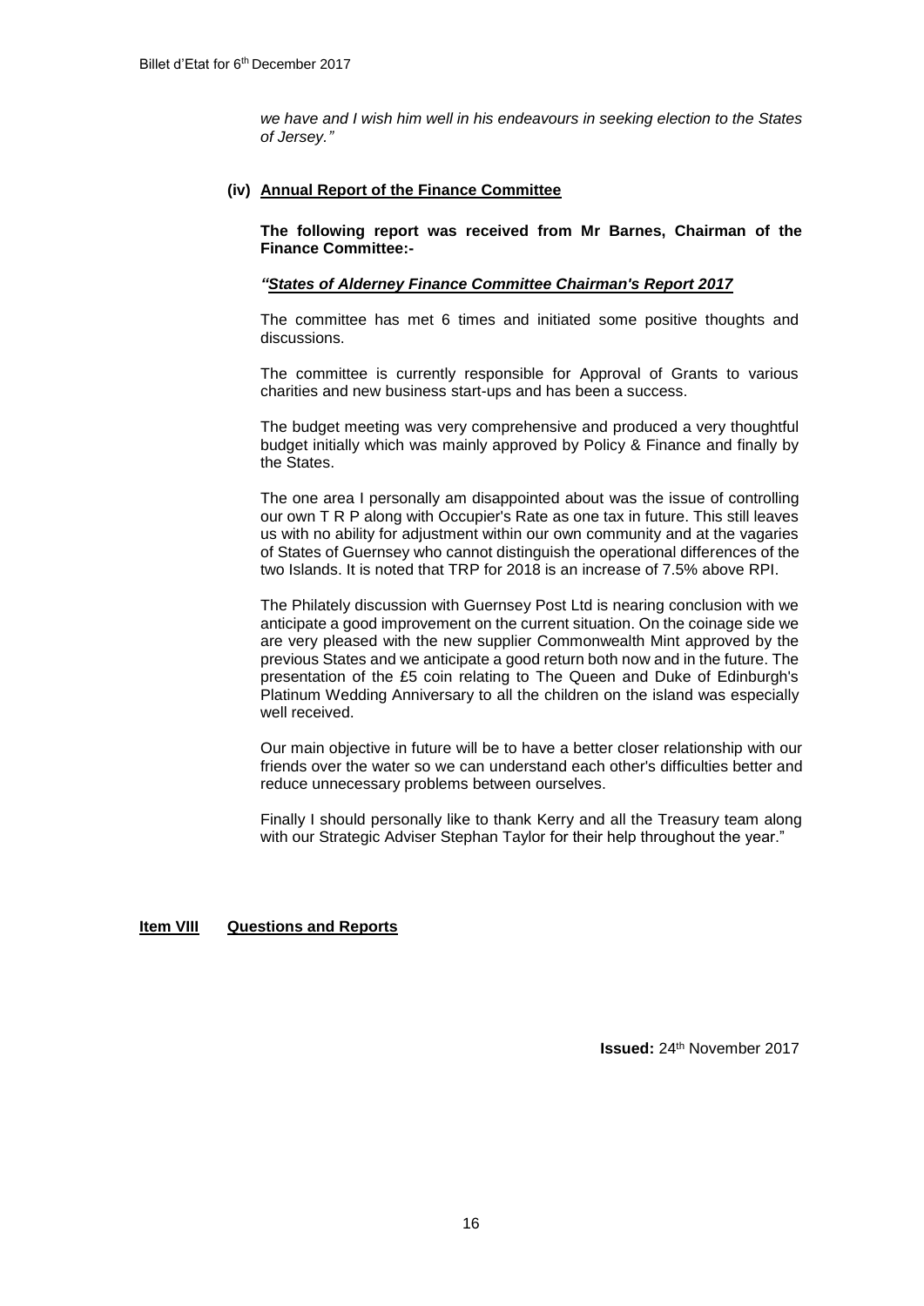*we have and I wish him well in his endeavours in seeking election to the States of Jersey."*

**(iv) Annual Report of the Finance Committee**

**The following report was received from Mr Barnes, Chairman of the Finance Committee:-**

***"States of Alderney Finance Committee Chairman's Report 2017***

The committee has met 6 times and initiated some positive thoughts and discussions.

The committee is currently responsible for Approval of Grants to various charities and new business start-ups and has been a success.

The budget meeting was very comprehensive and produced a very thoughtful budget initially which was mainly approved by Policy & Finance and finally by the States.

The one area I personally am disappointed about was the issue of controlling our own T R P along with Occupier's Rate as one tax in future. This still leaves us with no ability for adjustment within our own community and at the vagaries of States of Guernsey who cannot distinguish the operational differences of the two Islands. It is noted that TRP for 2018 is an increase of 7.5% above RPI.

The Philately discussion with Guernsey Post Ltd is nearing conclusion with we anticipate a good improvement on the current situation. On the coinage side we are very pleased with the new supplier Commonwealth Mint approved by the previous States and we anticipate a good return both now and in the future. The presentation of the £5 coin relating to The Queen and Duke of Edinburgh's Platinum Wedding Anniversary to all the children on the island was especially well received.

Our main objective in future will be to have a better closer relationship with our friends over the water so we can understand each other's difficulties better and reduce unnecessary problems between ourselves.

Finally I should personally like to thank Kerry and all the Treasury team along with our Strategic Adviser Stephan Taylor for their help throughout the year."

**Item VIII Questions and Reports**

**Issued:** 24th November 2017